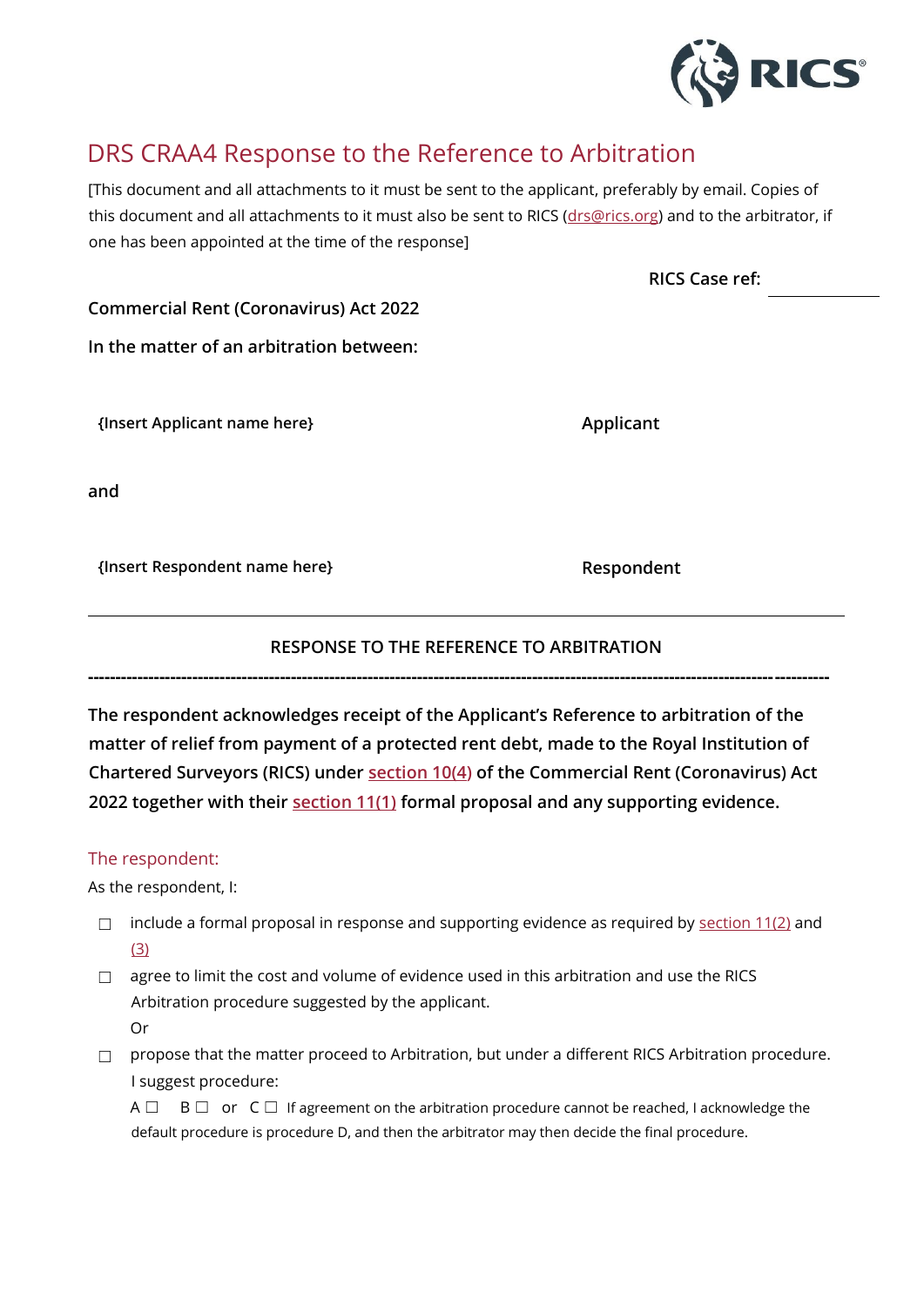# DRS CRAA4 Response to the Reference to Arbitration

[This document and all attachments to it must be sent to the applicant, preferably by email. Copies of this document and all attachments to it must also be sent to RICS (drs@rics.org) and to the arbitrator, if one has been appointed at the time of the response]

**RICS Case ref:** ____________

**Commercial Rent (Coronavirus) Act 2022**

**In the matter of an arbitration between:**

| | |
|---|---|
| **{Insert Applicant name here}** | **Applicant** |
| **and** | |
| **{Insert Respondent name here}** | **Respondent** |

---

**RESPONSE TO THE REFERENCE TO ARBITRATION**

---

**The respondent acknowledges receipt of the Applicant's Reference to arbitration of the matter of relief from payment of a protected rent debt, made to the Royal Institution of Chartered Surveyors (RICS) under section 10(4) of the Commercial Rent (Coronavirus) Act 2022 together with their section 11(1) formal proposal and any supporting evidence.**

## The respondent:

As the respondent, I:

- ☐ include a formal proposal in response and supporting evidence as required by section 11(2) and (3)
- ☐ agree to limit the cost and volume of evidence used in this arbitration and use the RICS Arbitration procedure suggested by the applicant.
  Or
- ☐ propose that the matter proceed to Arbitration, but under a different RICS Arbitration procedure. I suggest procedure:
  A ☐ B ☐ or C ☐ If agreement on the arbitration procedure cannot be reached, I acknowledge the default procedure is procedure D, and then the arbitrator may then decide the final procedure.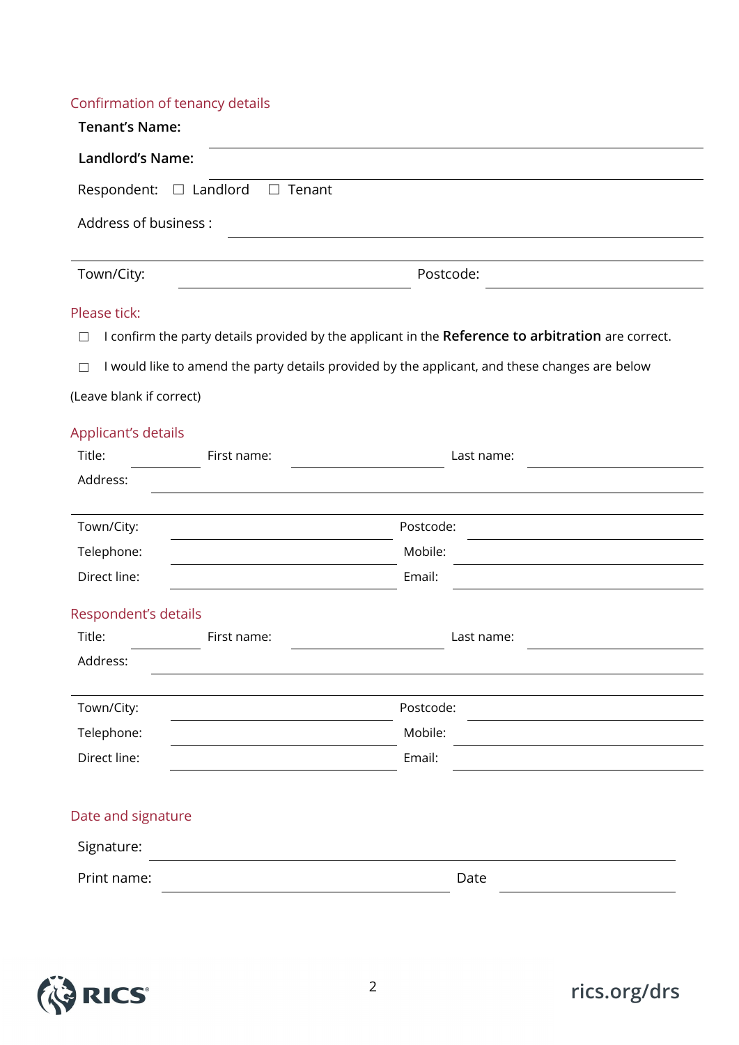## Confirmation of tenancy details

**Tenant's Name:**

**Landlord's Name:** ______________________________

Respondent: ☐ Landlord ☐ Tenant

Address of business : ______________________________

______________________________

Town/City: ______________ Postcode: ______________

## Please tick:

☐ I confirm the party details provided by the applicant in the **Reference to arbitration** are correct.

☐ I would like to amend the party details provided by the applicant, and these changes are below

(Leave blank if correct)

## Applicant's details

Title: ________ First name: ________ Last name: ________

Address: ______________________________

______________________________

Town/City: ______________ Postcode: ______________

Telephone: ______________ Mobile: ______________

Direct line: ______________ Email: ______________

## Respondent's details

Title: ________ First name: ________ Last name: ________

Address: ______________________________

______________________________

Town/City: ______________ Postcode: ______________

Telephone: ______________ Mobile: ______________

Direct line: ______________ Email: ______________

## Date and signature

Signature: ______________________________

Print name: ______________ Date ______________

RICS rics.org/drs